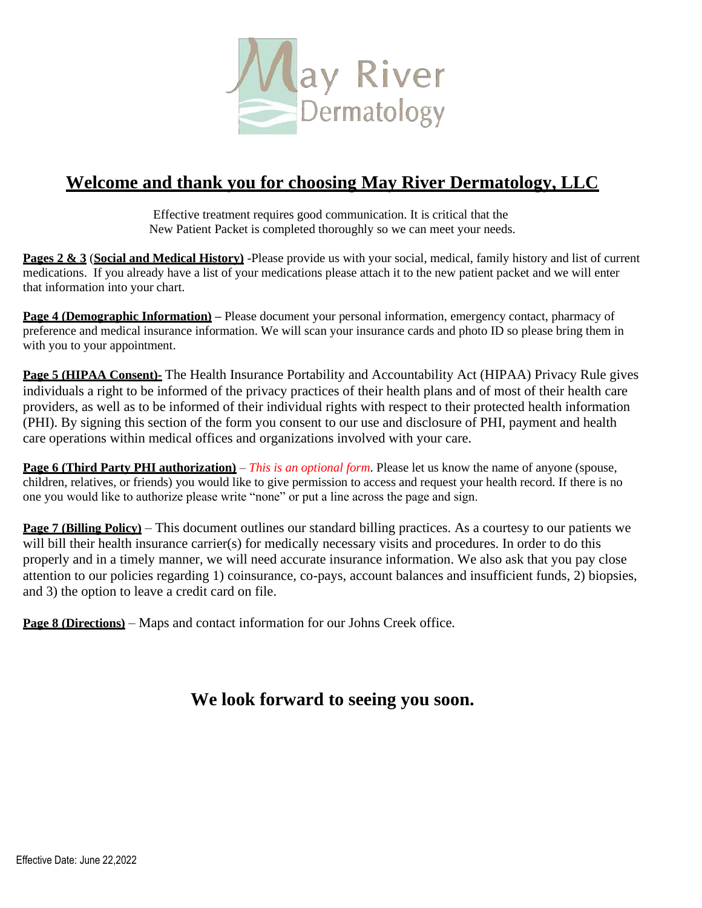May River Dermatology

# Welcome and thank you for choosing May River Dermatology, LLC

Effective treatment requires good communication. It is critical that the New Patient Packet is completed thoroughly so we can meet your needs.

**Pages 2 & 3** (**Social and Medical History**) -Please provide us with your social, medical, family history and list of current medications. If you already have a list of your medications please attach it to the new patient packet and we will enter that information into your chart.

**Page 4 (Demographic Information)** – Please document your personal information, emergency contact, pharmacy of preference and medical insurance information. We will scan your insurance cards and photo ID so please bring them in with you to your appointment.

**Page 5 (HIPAA Consent)-** The Health Insurance Portability and Accountability Act (HIPAA) Privacy Rule gives individuals a right to be informed of the privacy practices of their health plans and of most of their health care providers, as well as to be informed of their individual rights with respect to their protected health information (PHI). By signing this section of the form you consent to our use and disclosure of PHI, payment and health care operations within medical offices and organizations involved with your care.

**Page 6 (Third Party PHI authorization)** – *This is an optional form*. Please let us know the name of anyone (spouse, children, relatives, or friends) you would like to give permission to access and request your health record. If there is no one you would like to authorize please write "none" or put a line across the page and sign.

**Page 7 (Billing Policy)** – This document outlines our standard billing practices. As a courtesy to our patients we will bill their health insurance carrier(s) for medically necessary visits and procedures. In order to do this properly and in a timely manner, we will need accurate insurance information. We also ask that you pay close attention to our policies regarding 1) coinsurance, co-pays, account balances and insufficient funds, 2) biopsies, and 3) the option to leave a credit card on file.

**Page 8 (Directions)** – Maps and contact information for our Johns Creek office.

## We look forward to seeing you soon.

Effective Date: June 22,2022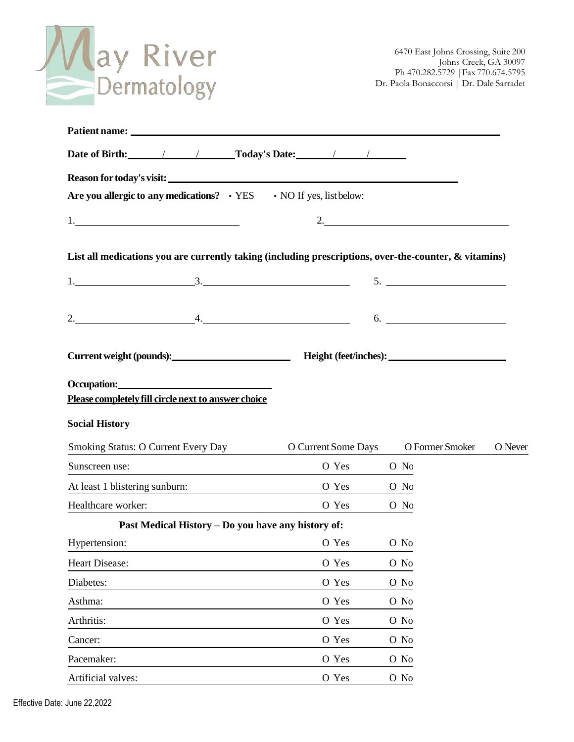May River Dermatology

6470 East Johns Crossing, Suite 200
Johns Creek, GA 30097
Ph 470.282.5729 | Fax 770.674.5795
Dr. Paola Bonaccorsi | Dr. Dale Sarradet

**Patient name:** ______________________________________________

**Date of Birth:** ____/____/____ **Today's Date:** ____/____/____

**Reason for today's visit:** ______________________________________________

**Are you allergic to any medications?** • YES • NO If yes, list below:

1. ____________________ 2. ____________________

**List all medications you are currently taking (including prescriptions, over-the-counter, & vitamins)**

1. ____________________ 3. ____________________ 5. ____________________

2. ____________________ 4. ____________________ 6. ____________________

**Current weight (pounds):** ____________________ **Height (feet/inches):** ____________________

**Occupation:** ____________________

**Please completely fill circle next to answer choice**

**Social History**

| | | | |
|---|---|---|---|
| Smoking Status: O Current Every Day | O Current Some Days | O Former Smoker | O Never |
| Sunscreen use: | O Yes | O No | |
| At least 1 blistering sunburn: | O Yes | O No | |
| Healthcare worker: | O Yes | O No | |

**Past Medical History – Do you have any history of:**

| | | |
|---|---|---|
| Hypertension: | O Yes | O No |
| Heart Disease: | O Yes | O No |
| Diabetes: | O Yes | O No |
| Asthma: | O Yes | O No |
| Arthritis: | O Yes | O No |
| Cancer: | O Yes | O No |
| Pacemaker: | O Yes | O No |
| Artificial valves: | O Yes | O No |

Effective Date: June 22,2022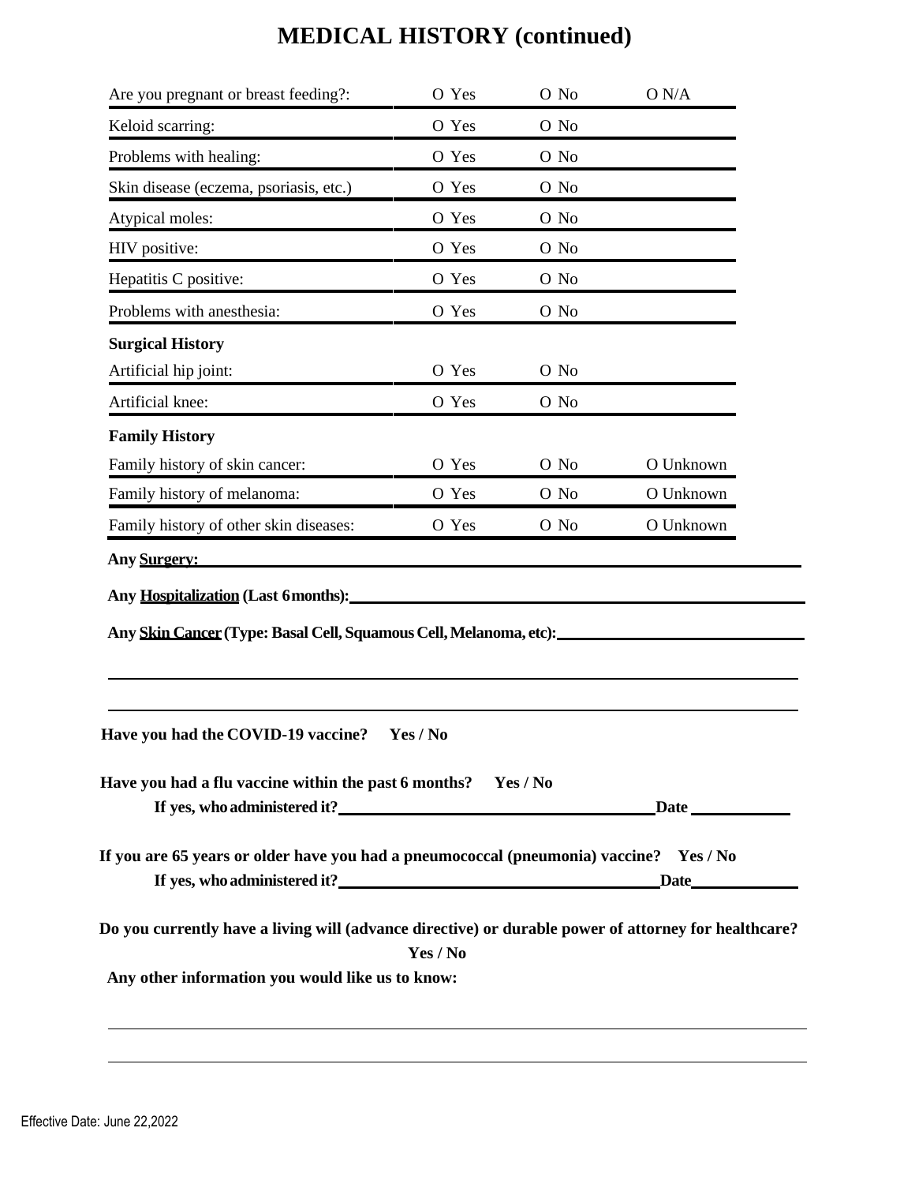# MEDICAL HISTORY (continued)

| | | | |
|---|---|---|---|
| Are you pregnant or breast feeding?: | O Yes | O No | O N/A |
| Keloid scarring: | O Yes | O No | |
| Problems with healing: | O Yes | O No | |
| Skin disease (eczema, psoriasis, etc.) | O Yes | O No | |
| Atypical moles: | O Yes | O No | |
| HIV positive: | O Yes | O No | |
| Hepatitis C positive: | O Yes | O No | |
| Problems with anesthesia: | O Yes | O No | |
| **Surgical History** | | | |
| Artificial hip joint: | O Yes | O No | |
| Artificial knee: | O Yes | O No | |
| **Family History** | | | |
| Family history of skin cancer: | O Yes | O No | O Unknown |
| Family history of melanoma: | O Yes | O No | O Unknown |
| Family history of other skin diseases: | O Yes | O No | O Unknown |

**Any Surgery:** ______________________________

**Any Hospitalization (Last 6 months):** ______________________________

**Any Skin Cancer (Type: Basal Cell, Squamous Cell, Melanoma, etc):** ______________________________

______________________________

______________________________

**Have you had the COVID-19 vaccine? Yes / No**

**Have you had a flu vaccine within the past 6 months? Yes / No**

**If yes, who administered it?** ______________________________ **Date** __________

**If you are 65 years or older have you had a pneumococcal (pneumonia) vaccine? Yes / No**

**If yes, who administered it?** ______________________________ **Date** __________

**Do you currently have a living will (advance directive) or durable power of attorney for healthcare? Yes / No**

**Any other information you would like us to know:**

______________________________

______________________________

Effective Date: June 22,2022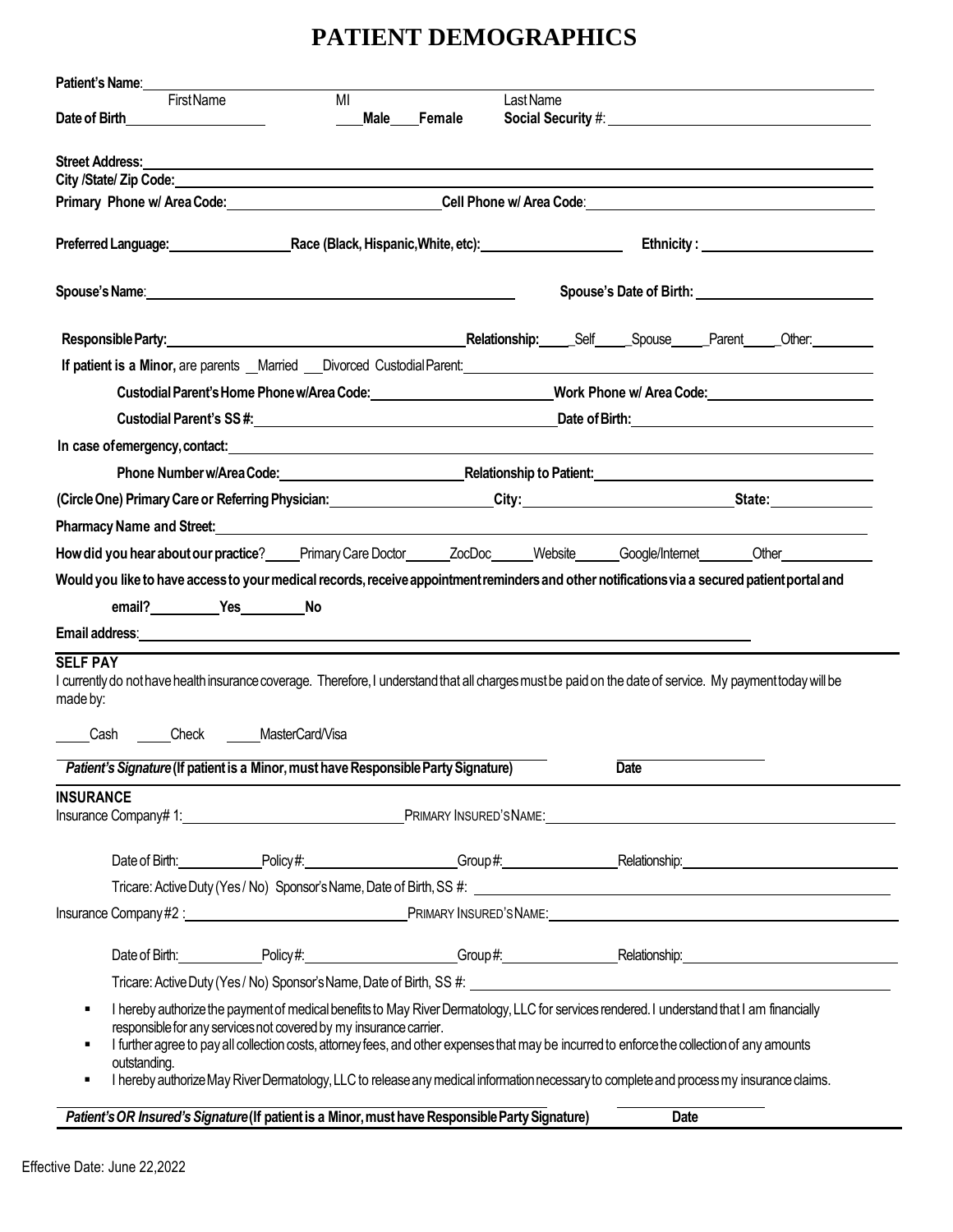# PATIENT DEMOGRAPHICS

**Patient's Name**: ______________________________________________

First Name MI Last Name

**Date of Birth** __________________ ___**Male**___**Female** **Social Security #**: ______________________________

**Street Address:** ______________________________________________

**City /State/ Zip Code:** ______________________________________________

**Primary Phone w/ Area Code:** ______________________ **Cell Phone w/ Area Code**: ______________________

**Preferred Language:** ______________ **Race (Black, Hispanic, White, etc):** ______________ **Ethnicity :** ______________

**Spouse's Name**: ______________________________________ **Spouse's Date of Birth:** ______________________

**Responsible Party:** ______________________________ **Relationship:** ____Self____Spouse____Parent____Other: ________

**If patient is a Minor,** are parents __Married ___Divorced Custodial Parent: ______________________________

**Custodial Parent's Home Phone w/Area Code:** ______________________ **Work Phone w/ Area Code:** ______________________

**Custodial Parent's SS #:** ______________________________ **Date of Birth:** ______________________

**In case of emergency, contact:** ______________________________________________

**Phone Number w/Area Code:** ______________________ **Relationship to Patient:** ______________________

**(Circle One) Primary Care or Referring Physician:** ________________ **City:** ________________ **State:** __________

**Pharmacy Name and Street:** ______________________________________________

**How did you hear about our practice**?____Primary Care Doctor_____ZocDoc_____Website_____Google/Internet_______Other__________

**Would you like to have access to your medical records, receive appointment reminders and other notifications via a secured patient portal and email?**________**Yes**________**No**

**Email address**: ______________________________________________

**SELF PAY**

I currently do not have health insurance coverage. Therefore, I understand that all charges must be paid on the date of service. My payment today will be made by:

____Cash ____Check ____MasterCard/Visa

______________________________________________ ______________

***Patient's Signature* (If patient is a Minor, must have Responsible Party Signature)** **Date**

**INSURANCE**

Insurance Company# 1: ______________________ PRIMARY INSURED'S NAME: ______________________

Date of Birth: __________ Policy #: ________________ Group #: ______________ Relationship: ______________________

Tricare: Active Duty (Yes / No) Sponsor's Name, Date of Birth, SS #: ______________________________

Insurance Company #2 : ______________________ PRIMARY INSURED'S NAME: ______________________

Date of Birth: __________ Policy #: ________________ Group #: ______________ Relationship: ______________________

Tricare: Active Duty (Yes / No) Sponsor's Name, Date of Birth, SS #: ______________________________

- I hereby authorize the payment of medical benefits to May River Dermatology, LLC for services rendered. I understand that I am financially responsible for any services not covered by my insurance carrier.
- I further agree to pay all collection costs, attorney fees, and other expenses that may be incurred to enforce the collection of any amounts outstanding.
- I hereby authorize May River Dermatology, LLC to release any medical information necessary to complete and process my insurance claims.

______________________________________________ ______________

***Patient's OR Insured's Signature* (If patient is a Minor, must have Responsible Party Signature)** **Date**

Effective Date: June 22,2022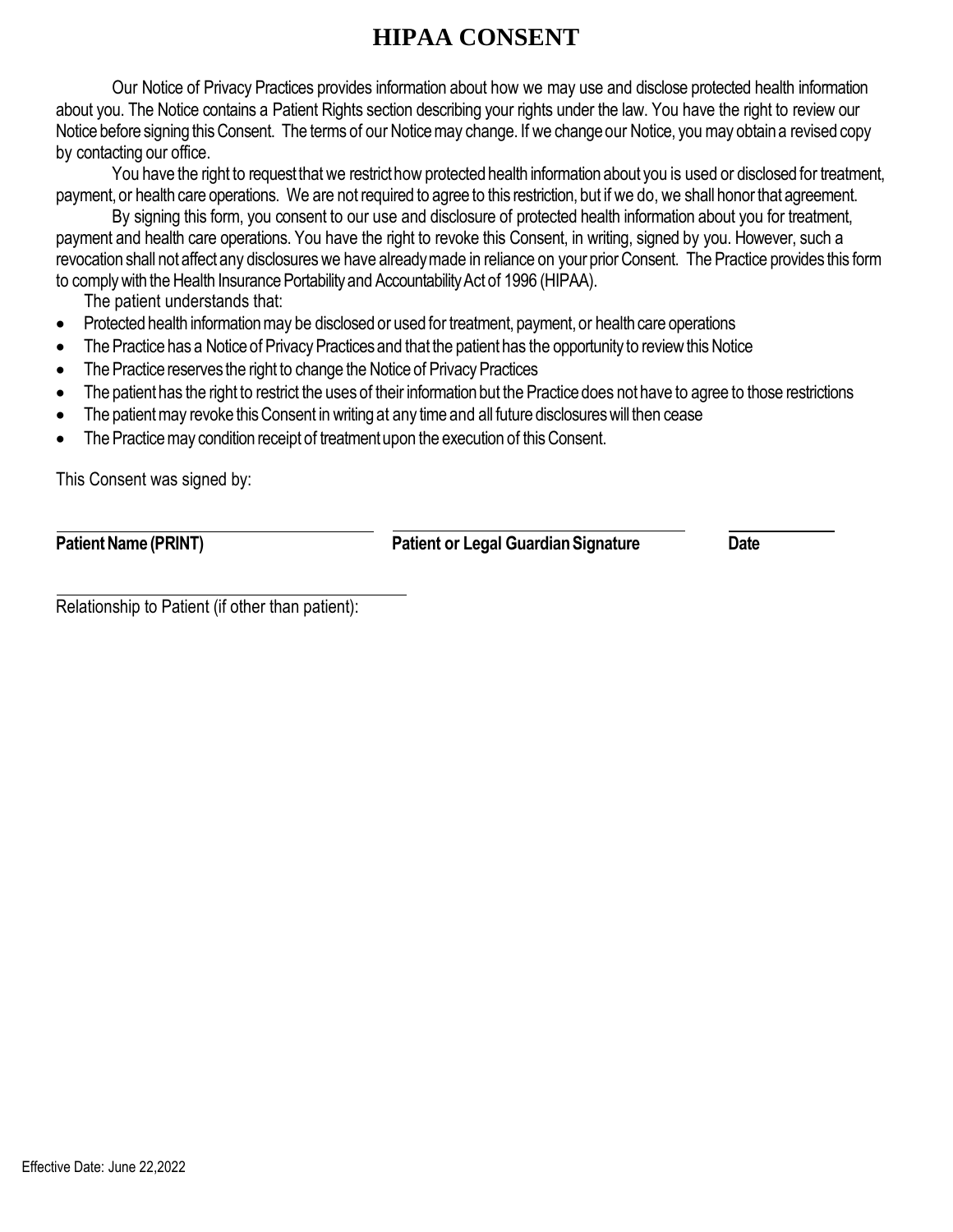# HIPAA CONSENT

Our Notice of Privacy Practices provides information about how we may use and disclose protected health information about you. The Notice contains a Patient Rights section describing your rights under the law. You have the right to review our Notice before signing this Consent. The terms of our Notice may change. If we change our Notice, you may obtain a revised copy by contacting our office.

You have the right to request that we restrict how protected health information about you is used or disclosed for treatment, payment, or health care operations. We are not required to agree to this restriction, but if we do, we shall honor that agreement.

By signing this form, you consent to our use and disclosure of protected health information about you for treatment, payment and health care operations. You have the right to revoke this Consent, in writing, signed by you. However, such a revocation shall not affect any disclosures we have already made in reliance on your prior Consent. The Practice provides this form to comply with the Health Insurance Portability and Accountability Act of 1996 (HIPAA).

The patient understands that:

- Protected health information may be disclosed or used for treatment, payment, or health care operations
- The Practice has a Notice of Privacy Practices and that the patient has the opportunity to review this Notice
- The Practice reserves the right to change the Notice of Privacy Practices
- The patient has the right to restrict the uses of their information but the Practice does not have to agree to those restrictions
- The patient may revoke this Consent in writing at any time and all future disclosures will then cease
- The Practice may condition receipt of treatment upon the execution of this Consent.

This Consent was signed by:

______________________________ ______________________________ __________

**Patient Name (PRINT)** **Patient or Legal Guardian Signature** **Date**

______________________________

Relationship to Patient (if other than patient):

Effective Date: June 22,2022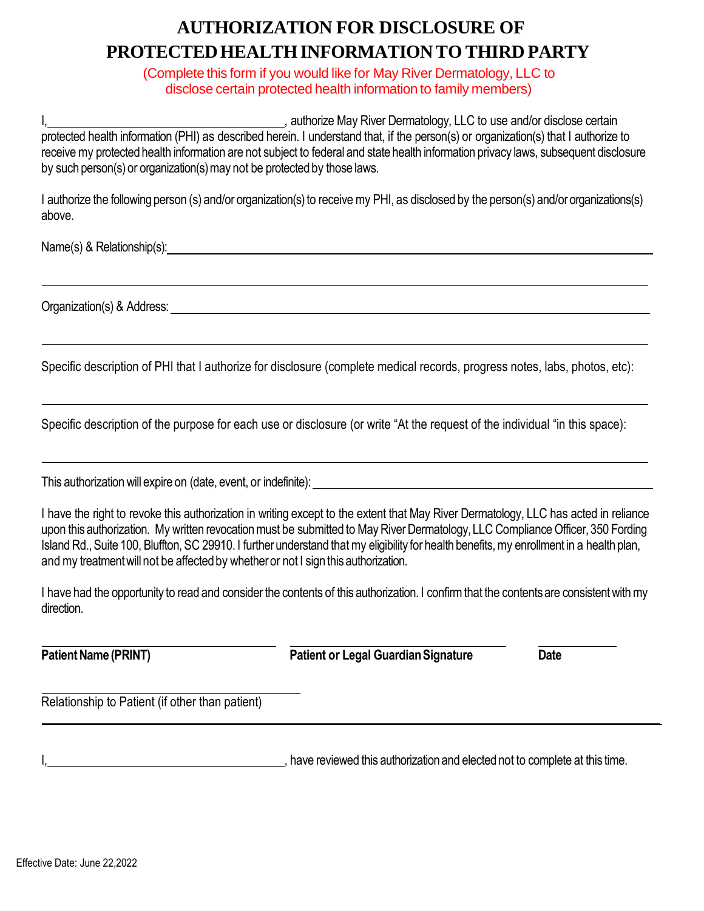# AUTHORIZATION FOR DISCLOSURE OF PROTECTED HEALTH INFORMATION TO THIRD PARTY

(Complete this form if you would like for May River Dermatology, LLC to disclose certain protected health information to family members)

I,\_\_\_\_\_\_\_\_\_\_\_\_\_\_\_\_\_\_\_\_\_\_\_\_\_\_\_\_\_\_\_\_\_\_\_\_, authorize May River Dermatology, LLC to use and/or disclose certain protected health information (PHI) as described herein. I understand that, if the person(s) or organization(s) that I authorize to receive my protected health information are not subject to federal and state health information privacy laws, subsequent disclosure by such person(s) or organization(s) may not be protected by those laws.

I authorize the following person (s) and/or organization(s) to receive my PHI, as disclosed by the person(s) and/or organizations(s) above.

Name(s) & Relationship(s):\_\_\_\_\_\_\_\_\_\_\_\_\_\_\_\_\_\_\_\_\_\_\_\_\_\_\_\_\_\_\_\_\_\_\_\_\_\_\_\_\_\_\_\_\_\_\_\_\_\_\_\_\_\_\_\_\_\_\_\_\_\_\_\_\_\_

\_\_\_\_\_\_\_\_\_\_\_\_\_\_\_\_\_\_\_\_\_\_\_\_\_\_\_\_\_\_\_\_\_\_\_\_\_\_\_\_\_\_\_\_\_\_\_\_\_\_\_\_\_\_\_\_\_\_\_\_\_\_\_\_\_\_\_\_\_\_\_\_\_\_\_\_\_\_\_\_\_\_\_\_\_\_\_\_\_\_\_\_

Organization(s) & Address: \_\_\_\_\_\_\_\_\_\_\_\_\_\_\_\_\_\_\_\_\_\_\_\_\_\_\_\_\_\_\_\_\_\_\_\_\_\_\_\_\_\_\_\_\_\_\_\_\_\_\_\_\_\_\_\_\_\_\_\_\_\_\_\_\_\_

\_\_\_\_\_\_\_\_\_\_\_\_\_\_\_\_\_\_\_\_\_\_\_\_\_\_\_\_\_\_\_\_\_\_\_\_\_\_\_\_\_\_\_\_\_\_\_\_\_\_\_\_\_\_\_\_\_\_\_\_\_\_\_\_\_\_\_\_\_\_\_\_\_\_\_\_\_\_\_\_\_\_\_\_\_\_\_\_\_\_\_\_

Specific description of PHI that I authorize for disclosure (complete medical records, progress notes, labs, photos, etc):

\_\_\_\_\_\_\_\_\_\_\_\_\_\_\_\_\_\_\_\_\_\_\_\_\_\_\_\_\_\_\_\_\_\_\_\_\_\_\_\_\_\_\_\_\_\_\_\_\_\_\_\_\_\_\_\_\_\_\_\_\_\_\_\_\_\_\_\_\_\_\_\_\_\_\_\_\_\_\_\_\_\_\_\_\_\_\_\_\_\_\_\_

Specific description of the purpose for each use or disclosure (or write "At the request of the individual "in this space):

\_\_\_\_\_\_\_\_\_\_\_\_\_\_\_\_\_\_\_\_\_\_\_\_\_\_\_\_\_\_\_\_\_\_\_\_\_\_\_\_\_\_\_\_\_\_\_\_\_\_\_\_\_\_\_\_\_\_\_\_\_\_\_\_\_\_\_\_\_\_\_\_\_\_\_\_\_\_\_\_\_\_\_\_\_\_\_\_\_\_\_\_

This authorization will expire on (date, event, or indefinite): \_\_\_\_\_\_\_\_\_\_\_\_\_\_\_\_\_\_\_\_\_\_\_\_\_\_\_\_\_\_\_\_\_\_\_\_\_\_\_\_\_\_\_\_

I have the right to revoke this authorization in writing except to the extent that May River Dermatology, LLC has acted in reliance upon this authorization. My written revocation must be submitted to May River Dermatology, LLC Compliance Officer, 350 Fording Island Rd., Suite 100, Bluffton, SC 29910. I further understand that my eligibility for health benefits, my enrollment in a health plan, and my treatment will not be affected by whether or not I sign this authorization.

I have had the opportunity to read and consider the contents of this authorization. I confirm that the contents are consistent with my direction.

| \_\_\_\_\_\_\_\_\_\_\_\_\_\_\_\_\_\_\_\_\_\_\_\_\_\_\_\_\_\_ | \_\_\_\_\_\_\_\_\_\_\_\_\_\_\_\_\_\_\_\_\_\_\_\_\_\_\_\_\_\_ | \_\_\_\_\_\_\_\_\_\_ |
|---|---|---|
| **Patient Name (PRINT)** | **Patient or Legal Guardian Signature** | **Date** |

\_\_\_\_\_\_\_\_\_\_\_\_\_\_\_\_\_\_\_\_\_\_\_\_\_\_\_\_\_\_\_\_\_\_\_\_
Relationship to Patient (if other than patient)

---

I,\_\_\_\_\_\_\_\_\_\_\_\_\_\_\_\_\_\_\_\_\_\_\_\_\_\_\_\_\_\_\_\_\_\_\_\_, have reviewed this authorization and elected not to complete at this time.

Effective Date: June 22,2022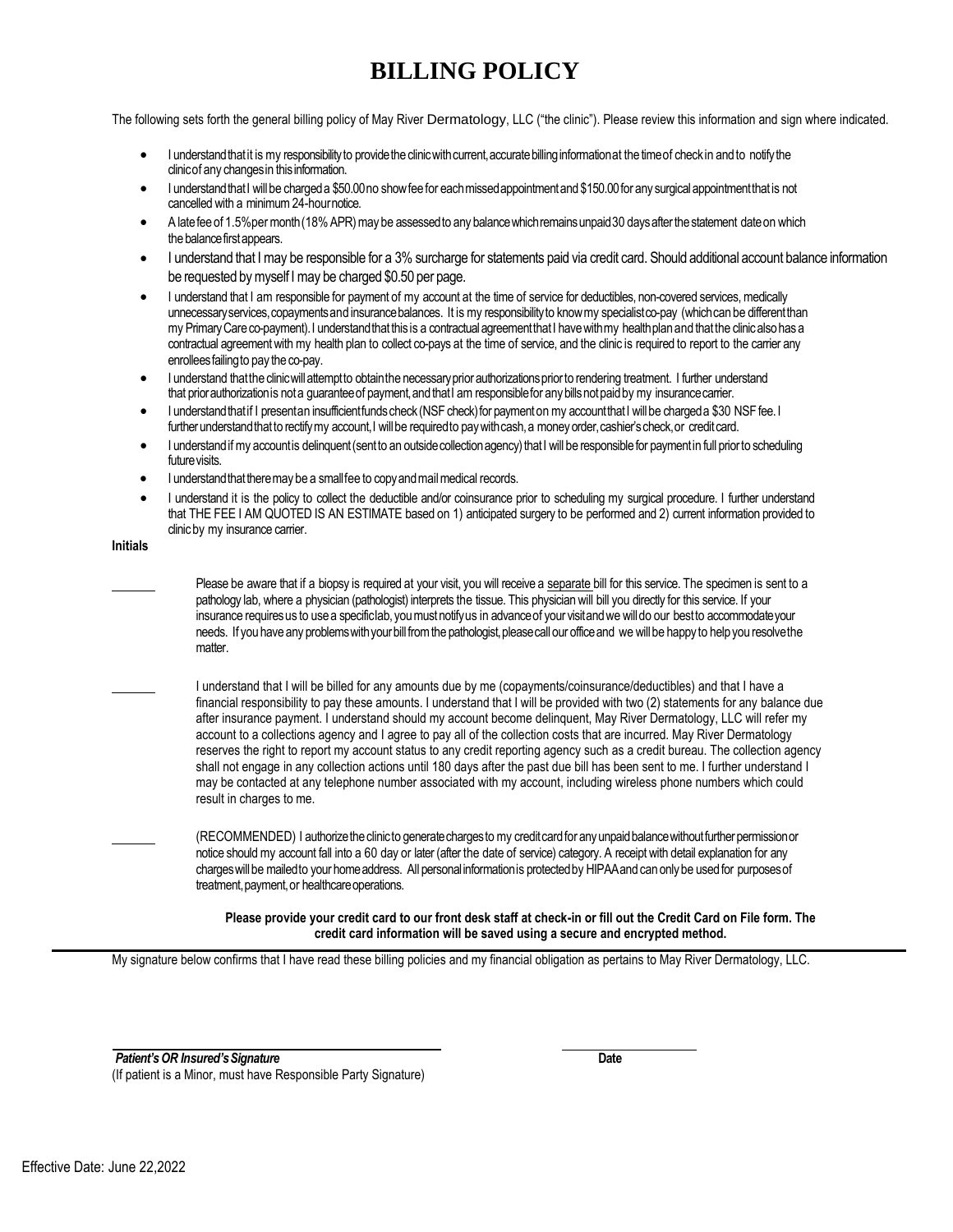# BILLING POLICY

The following sets forth the general billing policy of May River Dermatology, LLC ("the clinic"). Please review this information and sign where indicated.

- I understand that it is my responsibility to provide the clinic with current, accurate billing information at the time of check in and to notify the clinic of any changes in this information.
- I understand that I will be charged a $50.00 no show fee for each missed appointment and $150.00 for any surgical appointment that is not cancelled with a minimum 24-hour notice.
- A late fee of 1.5% per month (18% APR) may be assessed to any balance which remains unpaid 30 days after the statement date on which the balance first appears.
- I understand that I may be responsible for a 3% surcharge for statements paid via credit card. Should additional account balance information be requested by myself I may be charged $0.50 per page.
- I understand that I am responsible for payment of my account at the time of service for deductibles, non-covered services, medically unnecessary services, copayments and insurance balances. It is my responsibility to know my specialist co-pay (which can be different than my Primary Care co-payment). I understand that this is a contractual agreement that I have with my health plan and that the clinic also has a contractual agreement with my health plan to collect co-pays at the time of service, and the clinic is required to report to the carrier any enrollees failing to pay the co-pay.
- I understand that the clinic will attempt to obtain the necessary prior authorizations prior to rendering treatment. I further understand that prior authorization is not a guarantee of payment, and that I am responsible for any bills not paid by my insurance carrier.
- I understand that if I present an insufficient funds check (NSF check) for payment on my account that I will be charged a $30 NSF fee. I further understand that to rectify my account, I will be required to pay with cash, a money order, cashier's check, or credit card.
- I understand if my account is delinquent (sent to an outside collection agency) that I will be responsible for payment in full prior to scheduling future visits.
- I understand that there may be a small fee to copy and mail medical records.
- I understand it is the policy to collect the deductible and/or coinsurance prior to scheduling my surgical procedure. I further understand that THE FEE I AM QUOTED IS AN ESTIMATE based on 1) anticipated surgery to be performed and 2) current information provided to clinic by my insurance carrier.

**Initials**

______ Please be aware that if a biopsy is required at your visit, you will receive a separate bill for this service. The specimen is sent to a pathology lab, where a physician (pathologist) interprets the tissue. This physician will bill you directly for this service. If your insurance requires us to use a specific lab, you must notify us in advance of your visit and we will do our best to accommodate your needs. If you have any problems with your bill from the pathologist, please call our office and we will be happy to help you resolve the matter.

______ I understand that I will be billed for any amounts due by me (copayments/coinsurance/deductibles) and that I have a financial responsibility to pay these amounts. I understand that I will be provided with two (2) statements for any balance due after insurance payment. I understand should my account become delinquent, May River Dermatology, LLC will refer my account to a collections agency and I agree to pay all of the collection costs that are incurred. May River Dermatology reserves the right to report my account status to any credit reporting agency such as a credit bureau. The collection agency shall not engage in any collection actions until 180 days after the past due bill has been sent to me. I further understand I may be contacted at any telephone number associated with my account, including wireless phone numbers which could result in charges to me.

______ (RECOMMENDED) I authorize the clinic to generate charges to my credit card for any unpaid balance without further permission or notice should my account fall into a 60 day or later (after the date of service) category. A receipt with detail explanation for any charges will be mailed to your home address. All personal information is protected by HIPAA and can only be used for purposes of treatment, payment, or healthcare operations.

**Please provide your credit card to our front desk staff at check-in or fill out the Credit Card on File form. The credit card information will be saved using a secure and encrypted method.**

My signature below confirms that I have read these billing policies and my financial obligation as pertains to May River Dermatology, LLC.

______________________________ ______________

***Patient's OR Insured's Signature*** **Date**

(If patient is a Minor, must have Responsible Party Signature)

Effective Date: June 22,2022